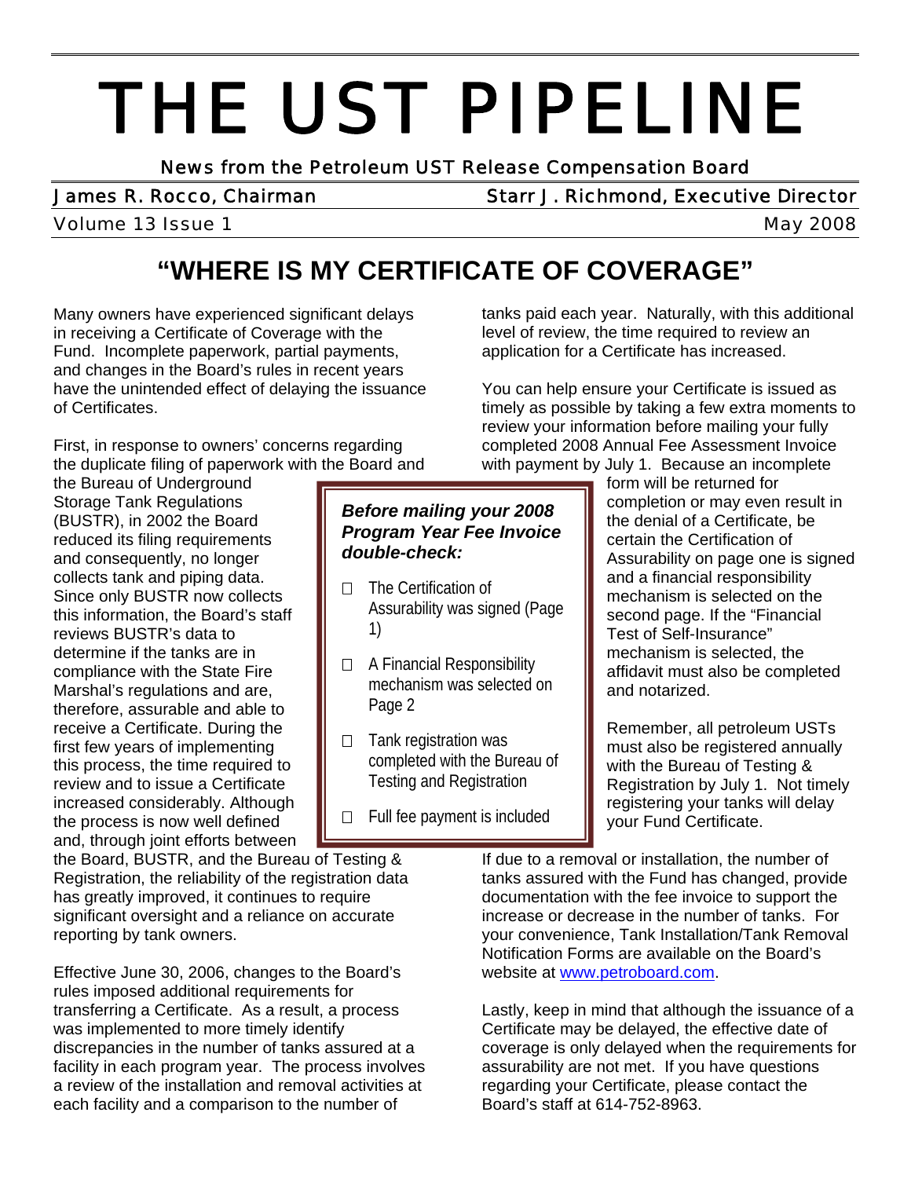# THE UST PIPELINE

News from the Petroleum UST Release Compensation Board

James R. Rocco, Chairman — Starr J. Richmond, Executive Director

Volume 13 Issue 1 — May 2008

## "WHERE IS MY CERTIFICATE OF COVERAGE"

Many owners have experienced significant delays in receiving a Certificate of Coverage with the Fund. Incomplete paperwork, partial payments, and changes in the Board's rules in recent years have the unintended effect of delaying the issuance of Certificates.

First, in response to owners' concerns regarding the duplicate filing of paperwork with the Board and the Bureau of Underground Storage Tank Regulations (BUSTR), in 2002 the Board reduced its filing requirements and consequently, no longer collects tank and piping data. Since only BUSTR now collects this information, the Board's staff reviews BUSTR's data to determine if the tanks are in compliance with the State Fire Marshal's regulations and are, therefore, assurable and able to receive a Certificate. During the first few years of implementing this process, the time required to review and to issue a Certificate increased considerably. Although the process is now well defined and, through joint efforts between the Board, BUSTR, and the Bureau of Testing & Registration, the reliability of the registration data has greatly improved, it continues to require significant oversight and a reliance on accurate reporting by tank owners.

Effective June 30, 2006, changes to the Board's rules imposed additional requirements for transferring a Certificate. As a result, a process was implemented to more timely identify discrepancies in the number of tanks assured at a facility in each program year. The process involves a review of the installation and removal activities at each facility and a comparison to the number of tanks paid each year. Naturally, with this additional level of review, the time required to review an application for a Certificate has increased.

You can help ensure your Certificate is issued as timely as possible by taking a few extra moments to review your information before mailing your fully completed 2008 Annual Fee Assessment Invoice with payment by July 1. Because an incomplete form will be returned for completion or may even result in the denial of a Certificate, be certain the Certification of Assurability on page one is signed and a financial responsibility mechanism is selected on the second page. If the "Financial Test of Self-Insurance" mechanism is selected, the affidavit must also be completed and notarized.

> ***Before mailing your 2008 Program Year Fee Invoice double-check:***
>
> - ☐ The Certification of Assurability was signed (Page 1)
> - ☐ A Financial Responsibility mechanism was selected on Page 2
> - ☐ Tank registration was completed with the Bureau of Testing and Registration
> - ☐ Full fee payment is included

Remember, all petroleum USTs must also be registered annually with the Bureau of Testing & Registration by July 1. Not timely registering your tanks will delay your Fund Certificate.

If due to a removal or installation, the number of tanks assured with the Fund has changed, provide documentation with the fee invoice to support the increase or decrease in the number of tanks. For your convenience, Tank Installation/Tank Removal Notification Forms are available on the Board's website at www.petroboard.com.

Lastly, keep in mind that although the issuance of a Certificate may be delayed, the effective date of coverage is only delayed when the requirements for assurability are not met. If you have questions regarding your Certificate, please contact the Board's staff at 614-752-8963.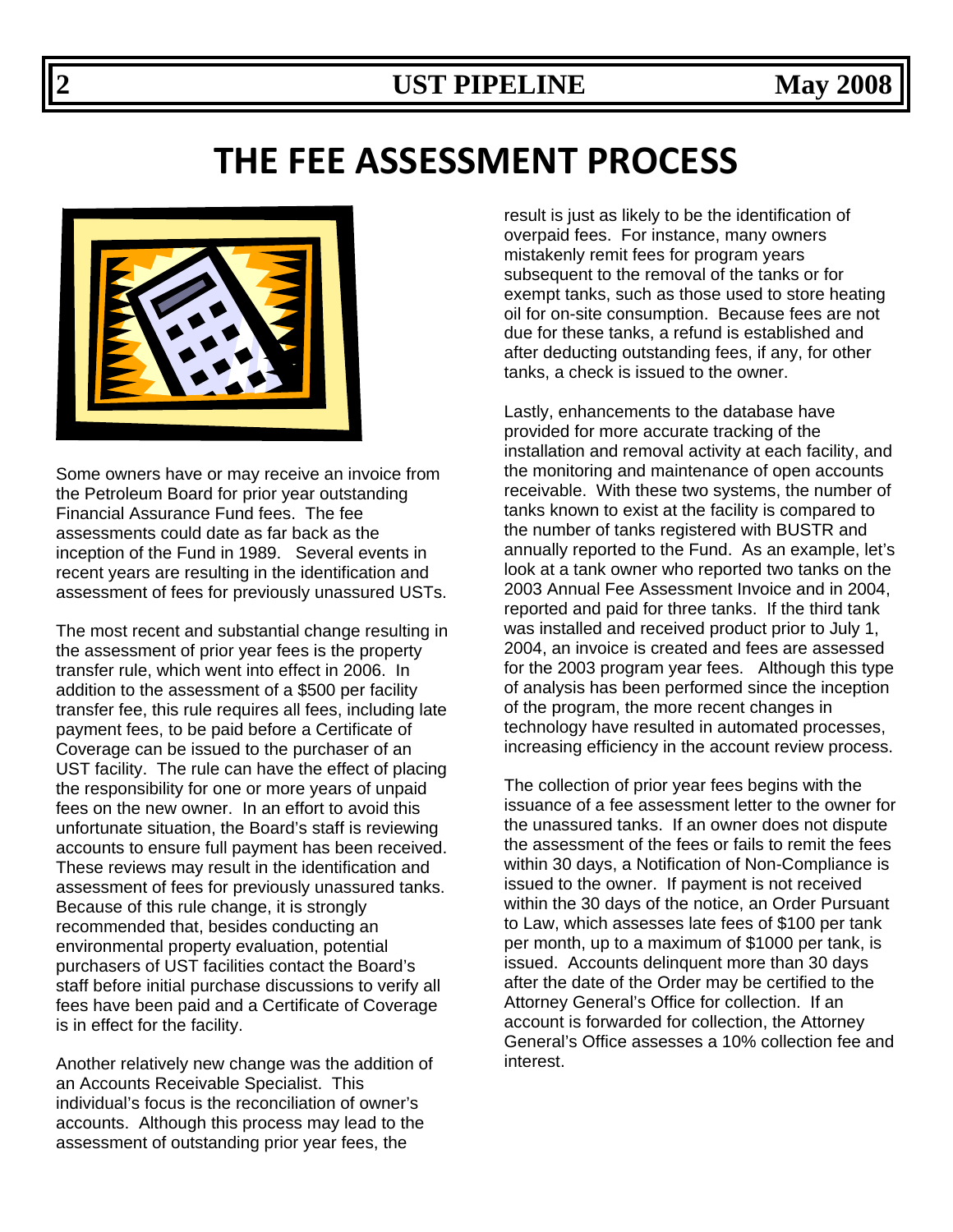# THE FEE ASSESSMENT PROCESS

Some owners have or may receive an invoice from the Petroleum Board for prior year outstanding Financial Assurance Fund fees. The fee assessments could date as far back as the inception of the Fund in 1989. Several events in recent years are resulting in the identification and assessment of fees for previously unassured USTs.

The most recent and substantial change resulting in the assessment of prior year fees is the property transfer rule, which went into effect in 2006. In addition to the assessment of a $500 per facility transfer fee, this rule requires all fees, including late payment fees, to be paid before a Certificate of Coverage can be issued to the purchaser of an UST facility. The rule can have the effect of placing the responsibility for one or more years of unpaid fees on the new owner. In an effort to avoid this unfortunate situation, the Board's staff is reviewing accounts to ensure full payment has been received. These reviews may result in the identification and assessment of fees for previously unassured tanks. Because of this rule change, it is strongly recommended that, besides conducting an environmental property evaluation, potential purchasers of UST facilities contact the Board's staff before initial purchase discussions to verify all fees have been paid and a Certificate of Coverage is in effect for the facility.

Another relatively new change was the addition of an Accounts Receivable Specialist. This individual's focus is the reconciliation of owner's accounts. Although this process may lead to the assessment of outstanding prior year fees, the result is just as likely to be the identification of overpaid fees. For instance, many owners mistakenly remit fees for program years subsequent to the removal of the tanks or for exempt tanks, such as those used to store heating oil for on-site consumption. Because fees are not due for these tanks, a refund is established and after deducting outstanding fees, if any, for other tanks, a check is issued to the owner.

Lastly, enhancements to the database have provided for more accurate tracking of the installation and removal activity at each facility, and the monitoring and maintenance of open accounts receivable. With these two systems, the number of tanks known to exist at the facility is compared to the number of tanks registered with BUSTR and annually reported to the Fund. As an example, let's look at a tank owner who reported two tanks on the 2003 Annual Fee Assessment Invoice and in 2004, reported and paid for three tanks. If the third tank was installed and received product prior to July 1, 2004, an invoice is created and fees are assessed for the 2003 program year fees. Although this type of analysis has been performed since the inception of the program, the more recent changes in technology have resulted in automated processes, increasing efficiency in the account review process.

The collection of prior year fees begins with the issuance of a fee assessment letter to the owner for the unassured tanks. If an owner does not dispute the assessment of the fees or fails to remit the fees within 30 days, a Notification of Non-Compliance is issued to the owner. If payment is not received within the 30 days of the notice, an Order Pursuant to Law, which assesses late fees of $100 per tank per month, up to a maximum of $1000 per tank, is issued. Accounts delinquent more than 30 days after the date of the Order may be certified to the Attorney General's Office for collection. If an account is forwarded for collection, the Attorney General's Office assesses a 10% collection fee and interest.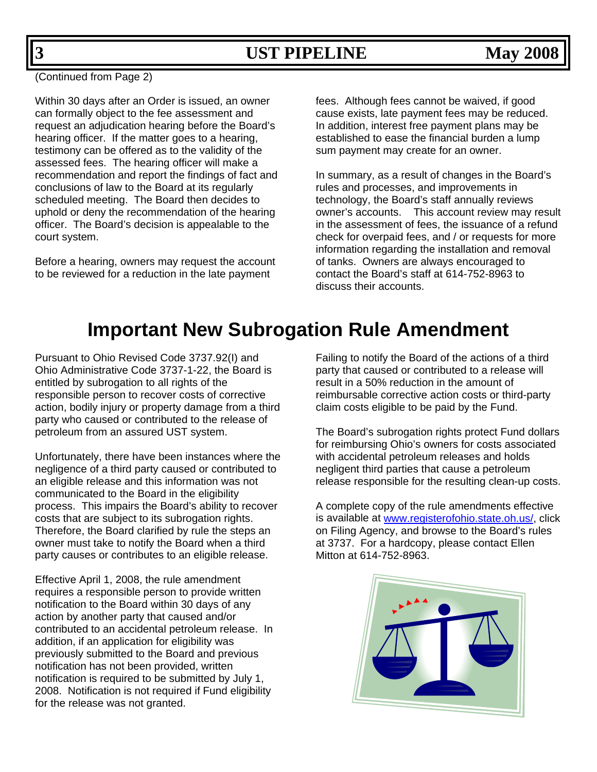(Continued from Page 2)

Within 30 days after an Order is issued, an owner can formally object to the fee assessment and request an adjudication hearing before the Board's hearing officer. If the matter goes to a hearing, testimony can be offered as to the validity of the assessed fees. The hearing officer will make a recommendation and report the findings of fact and conclusions of law to the Board at its regularly scheduled meeting. The Board then decides to uphold or deny the recommendation of the hearing officer. The Board's decision is appealable to the court system.

Before a hearing, owners may request the account to be reviewed for a reduction in the late payment fees. Although fees cannot be waived, if good cause exists, late payment fees may be reduced. In addition, interest free payment plans may be established to ease the financial burden a lump sum payment may create for an owner.

In summary, as a result of changes in the Board's rules and processes, and improvements in technology, the Board's staff annually reviews owner's accounts. This account review may result in the assessment of fees, the issuance of a refund check for overpaid fees, and / or requests for more information regarding the installation and removal of tanks. Owners are always encouraged to contact the Board's staff at 614-752-8963 to discuss their accounts.

# Important New Subrogation Rule Amendment

Pursuant to Ohio Revised Code 3737.92(I) and Ohio Administrative Code 3737-1-22, the Board is entitled by subrogation to all rights of the responsible person to recover costs of corrective action, bodily injury or property damage from a third party who caused or contributed to the release of petroleum from an assured UST system.

Unfortunately, there have been instances where the negligence of a third party caused or contributed to an eligible release and this information was not communicated to the Board in the eligibility process. This impairs the Board's ability to recover costs that are subject to its subrogation rights. Therefore, the Board clarified by rule the steps an owner must take to notify the Board when a third party causes or contributes to an eligible release.

Effective April 1, 2008, the rule amendment requires a responsible person to provide written notification to the Board within 30 days of any action by another party that caused and/or contributed to an accidental petroleum release. In addition, if an application for eligibility was previously submitted to the Board and previous notification has not been provided, written notification is required to be submitted by July 1, 2008. Notification is not required if Fund eligibility for the release was not granted.

Failing to notify the Board of the actions of a third party that caused or contributed to a release will result in a 50% reduction in the amount of reimbursable corrective action costs or third-party claim costs eligible to be paid by the Fund.

The Board's subrogation rights protect Fund dollars for reimbursing Ohio's owners for costs associated with accidental petroleum releases and holds negligent third parties that cause a petroleum release responsible for the resulting clean-up costs.

A complete copy of the rule amendments effective is available at www.registerofohio.state.oh.us/, click on Filing Agency, and browse to the Board's rules at 3737. For a hardcopy, please contact Ellen Mitton at 614-752-8963.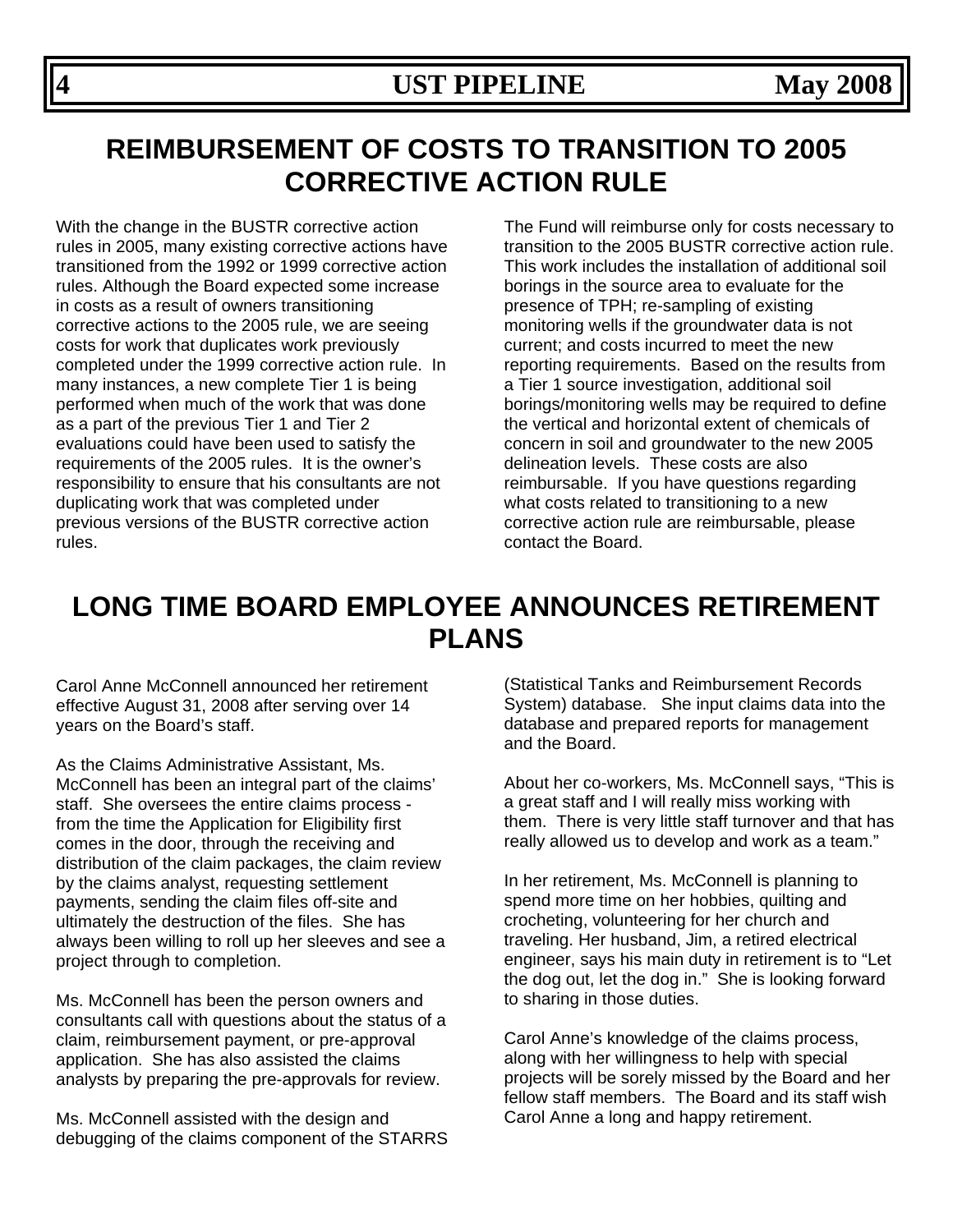# REIMBURSEMENT OF COSTS TO TRANSITION TO 2005 CORRECTIVE ACTION RULE

With the change in the BUSTR corrective action rules in 2005, many existing corrective actions have transitioned from the 1992 or 1999 corrective action rules. Although the Board expected some increase in costs as a result of owners transitioning corrective actions to the 2005 rule, we are seeing costs for work that duplicates work previously completed under the 1999 corrective action rule. In many instances, a new complete Tier 1 is being performed when much of the work that was done as a part of the previous Tier 1 and Tier 2 evaluations could have been used to satisfy the requirements of the 2005 rules. It is the owner's responsibility to ensure that his consultants are not duplicating work that was completed under previous versions of the BUSTR corrective action rules.

The Fund will reimburse only for costs necessary to transition to the 2005 BUSTR corrective action rule. This work includes the installation of additional soil borings in the source area to evaluate for the presence of TPH; re-sampling of existing monitoring wells if the groundwater data is not current; and costs incurred to meet the new reporting requirements. Based on the results from a Tier 1 source investigation, additional soil borings/monitoring wells may be required to define the vertical and horizontal extent of chemicals of concern in soil and groundwater to the new 2005 delineation levels. These costs are also reimbursable. If you have questions regarding what costs related to transitioning to a new corrective action rule are reimbursable, please contact the Board.

# LONG TIME BOARD EMPLOYEE ANNOUNCES RETIREMENT PLANS

Carol Anne McConnell announced her retirement effective August 31, 2008 after serving over 14 years on the Board's staff.

As the Claims Administrative Assistant, Ms. McConnell has been an integral part of the claims' staff. She oversees the entire claims process - from the time the Application for Eligibility first comes in the door, through the receiving and distribution of the claim packages, the claim review by the claims analyst, requesting settlement payments, sending the claim files off-site and ultimately the destruction of the files. She has always been willing to roll up her sleeves and see a project through to completion.

Ms. McConnell has been the person owners and consultants call with questions about the status of a claim, reimbursement payment, or pre-approval application. She has also assisted the claims analysts by preparing the pre-approvals for review.

Ms. McConnell assisted with the design and debugging of the claims component of the STARRS (Statistical Tanks and Reimbursement Records System) database. She input claims data into the database and prepared reports for management and the Board.

About her co-workers, Ms. McConnell says, "This is a great staff and I will really miss working with them. There is very little staff turnover and that has really allowed us to develop and work as a team."

In her retirement, Ms. McConnell is planning to spend more time on her hobbies, quilting and crocheting, volunteering for her church and traveling. Her husband, Jim, a retired electrical engineer, says his main duty in retirement is to "Let the dog out, let the dog in." She is looking forward to sharing in those duties.

Carol Anne's knowledge of the claims process, along with her willingness to help with special projects will be sorely missed by the Board and her fellow staff members. The Board and its staff wish Carol Anne a long and happy retirement.